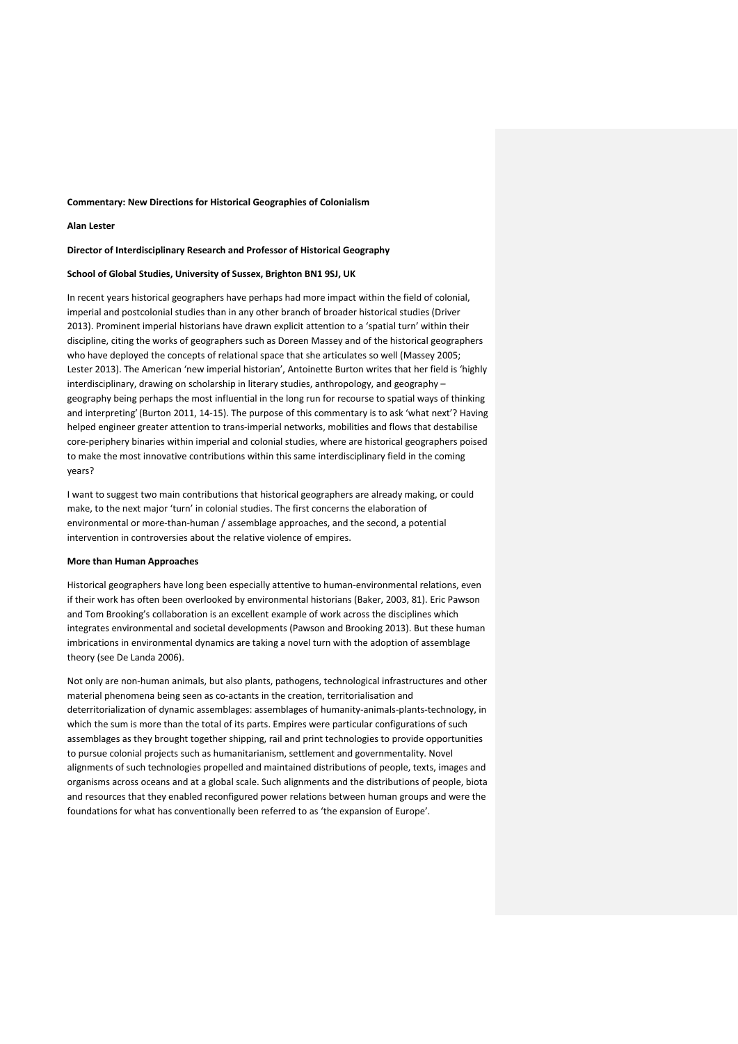**Commentary: New Directions for Historical Geographies of Colonialism**

**Alan Lester**

**Director of Interdisciplinary Research and Professor of Historical Geography**

**School of Global Studies, University of Sussex, Brighton BN1 9SJ, UK**

In recent years historical geographers have perhaps had more impact within the field of colonial, imperial and postcolonial studies than in any other branch of broader historical studies (Driver 2013). Prominent imperial historians have drawn explicit attention to a 'spatial turn' within their discipline, citing the works of geographers such as Doreen Massey and of the historical geographers who have deployed the concepts of relational space that she articulates so well (Massey 2005; Lester 2013). The American 'new imperial historian', Antoinette Burton writes that her field is 'highly interdisciplinary, drawing on scholarship in literary studies, anthropology, and geography – geography being perhaps the most influential in the long run for recourse to spatial ways of thinking and interpreting' (Burton 2011, 14-15). The purpose of this commentary is to ask 'what next'? Having helped engineer greater attention to trans-imperial networks, mobilities and flows that destabilise core-periphery binaries within imperial and colonial studies, where are historical geographers poised to make the most innovative contributions within this same interdisciplinary field in the coming years?

I want to suggest two main contributions that historical geographers are already making, or could make, to the next major 'turn' in colonial studies. The first concerns the elaboration of environmental or more-than-human / assemblage approaches, and the second, a potential intervention in controversies about the relative violence of empires.

**More than Human Approaches**

Historical geographers have long been especially attentive to human-environmental relations, even if their work has often been overlooked by environmental historians (Baker, 2003, 81). Eric Pawson and Tom Brooking's collaboration is an excellent example of work across the disciplines which integrates environmental and societal developments (Pawson and Brooking 2013). But these human imbrications in environmental dynamics are taking a novel turn with the adoption of assemblage theory (see De Landa 2006).

Not only are non-human animals, but also plants, pathogens, technological infrastructures and other material phenomena being seen as co-actants in the creation, territorialisation and deterritorialization of dynamic assemblages: assemblages of humanity-animals-plants-technology, in which the sum is more than the total of its parts. Empires were particular configurations of such assemblages as they brought together shipping, rail and print technologies to provide opportunities to pursue colonial projects such as humanitarianism, settlement and governmentality. Novel alignments of such technologies propelled and maintained distributions of people, texts, images and organisms across oceans and at a global scale. Such alignments and the distributions of people, biota and resources that they enabled reconfigured power relations between human groups and were the foundations for what has conventionally been referred to as 'the expansion of Europe'.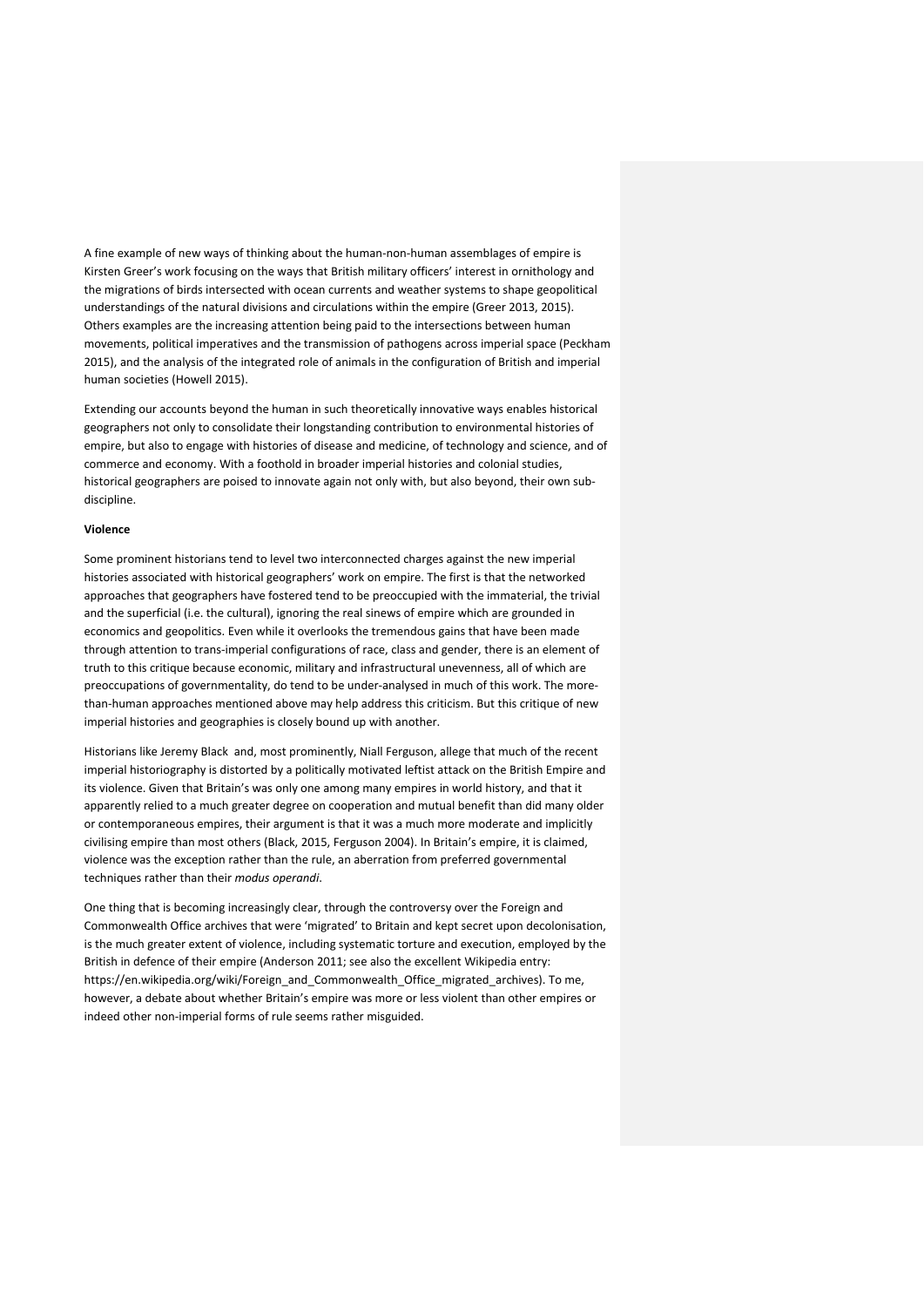A fine example of new ways of thinking about the human-non-human assemblages of empire is Kirsten Greer's work focusing on the ways that British military officers' interest in ornithology and the migrations of birds intersected with ocean currents and weather systems to shape geopolitical understandings of the natural divisions and circulations within the empire (Greer 2013, 2015). Others examples are the increasing attention being paid to the intersections between human movements, political imperatives and the transmission of pathogens across imperial space (Peckham 2015), and the analysis of the integrated role of animals in the configuration of British and imperial human societies (Howell 2015).

Extending our accounts beyond the human in such theoretically innovative ways enables historical geographers not only to consolidate their longstanding contribution to environmental histories of empire, but also to engage with histories of disease and medicine, of technology and science, and of commerce and economy. With a foothold in broader imperial histories and colonial studies, historical geographers are poised to innovate again not only with, but also beyond, their own sub-discipline.

**Violence**

Some prominent historians tend to level two interconnected charges against the new imperial histories associated with historical geographers' work on empire. The first is that the networked approaches that geographers have fostered tend to be preoccupied with the immaterial, the trivial and the superficial (i.e. the cultural), ignoring the real sinews of empire which are grounded in economics and geopolitics. Even while it overlooks the tremendous gains that have been made through attention to trans-imperial configurations of race, class and gender, there is an element of truth to this critique because economic, military and infrastructural unevenness, all of which are preoccupations of governmentality, do tend to be under-analysed in much of this work. The more-than-human approaches mentioned above may help address this criticism. But this critique of new imperial histories and geographies is closely bound up with another.

Historians like Jeremy Black and, most prominently, Niall Ferguson, allege that much of the recent imperial historiography is distorted by a politically motivated leftist attack on the British Empire and its violence. Given that Britain's was only one among many empires in world history, and that it apparently relied to a much greater degree on cooperation and mutual benefit than did many older or contemporaneous empires, their argument is that it was a much more moderate and implicitly civilising empire than most others (Black, 2015, Ferguson 2004). In Britain's empire, it is claimed, violence was the exception rather than the rule, an aberration from preferred governmental techniques rather than their *modus operandi*.

One thing that is becoming increasingly clear, through the controversy over the Foreign and Commonwealth Office archives that were 'migrated' to Britain and kept secret upon decolonisation, is the much greater extent of violence, including systematic torture and execution, employed by the British in defence of their empire (Anderson 2011; see also the excellent Wikipedia entry: https://en.wikipedia.org/wiki/Foreign_and_Commonwealth_Office_migrated_archives). To me, however, a debate about whether Britain's empire was more or less violent than other empires or indeed other non-imperial forms of rule seems rather misguided.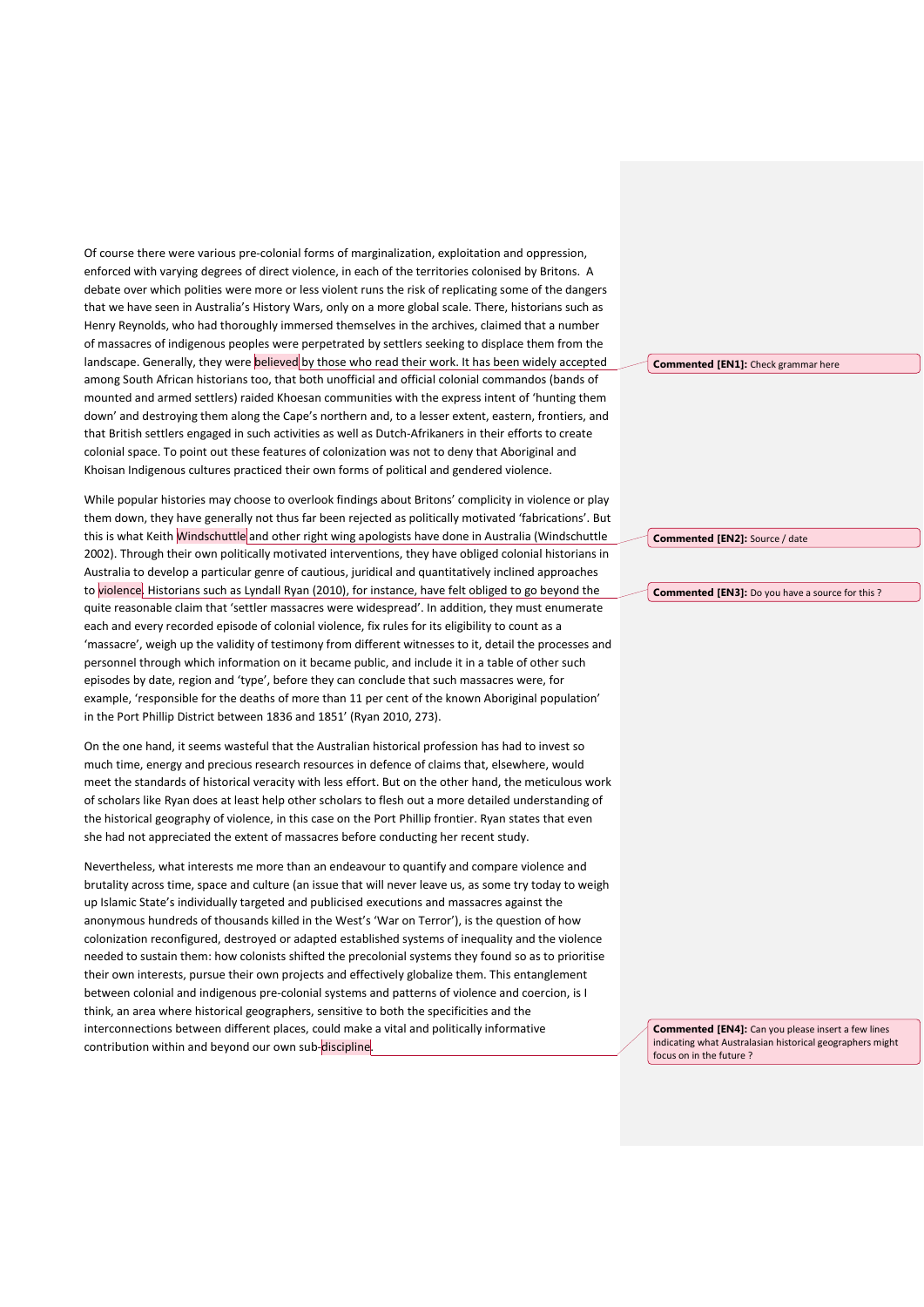Of course there were various pre-colonial forms of marginalization, exploitation and oppression, enforced with varying degrees of direct violence, in each of the territories colonised by Britons. A debate over which polities were more or less violent runs the risk of replicating some of the dangers that we have seen in Australia's History Wars, only on a more global scale. There, historians such as Henry Reynolds, who had thoroughly immersed themselves in the archives, claimed that a number of massacres of indigenous peoples were perpetrated by settlers seeking to displace them from the landscape. Generally, they were believed by those who read their work. It has been widely accepted among South African historians too, that both unofficial and official colonial commandos (bands of mounted and armed settlers) raided Khoesan communities with the express intent of 'hunting them down' and destroying them along the Cape's northern and, to a lesser extent, eastern, frontiers, and that British settlers engaged in such activities as well as Dutch-Afrikaners in their efforts to create colonial space. To point out these features of colonization was not to deny that Aboriginal and Khoisan Indigenous cultures practiced their own forms of political and gendered violence.

While popular histories may choose to overlook findings about Britons' complicity in violence or play them down, they have generally not thus far been rejected as politically motivated 'fabrications'. But this is what Keith Windschuttle and other right wing apologists have done in Australia (Windschuttle 2002). Through their own politically motivated interventions, they have obliged colonial historians in Australia to develop a particular genre of cautious, juridical and quantitatively inclined approaches to violence. Historians such as Lyndall Ryan (2010), for instance, have felt obliged to go beyond the quite reasonable claim that 'settler massacres were widespread'. In addition, they must enumerate each and every recorded episode of colonial violence, fix rules for its eligibility to count as a 'massacre', weigh up the validity of testimony from different witnesses to it, detail the processes and personnel through which information on it became public, and include it in a table of other such episodes by date, region and 'type', before they can conclude that such massacres were, for example, 'responsible for the deaths of more than 11 per cent of the known Aboriginal population' in the Port Phillip District between 1836 and 1851' (Ryan 2010, 273).

On the one hand, it seems wasteful that the Australian historical profession has had to invest so much time, energy and precious research resources in defence of claims that, elsewhere, would meet the standards of historical veracity with less effort. But on the other hand, the meticulous work of scholars like Ryan does at least help other scholars to flesh out a more detailed understanding of the historical geography of violence, in this case on the Port Phillip frontier. Ryan states that even she had not appreciated the extent of massacres before conducting her recent study.

Nevertheless, what interests me more than an endeavour to quantify and compare violence and brutality across time, space and culture (an issue that will never leave us, as some try today to weigh up Islamic State's individually targeted and publicised executions and massacres against the anonymous hundreds of thousands killed in the West's 'War on Terror'), is the question of how colonization reconfigured, destroyed or adapted established systems of inequality and the violence needed to sustain them: how colonists shifted the precolonial systems they found so as to prioritise their own interests, pursue their own projects and effectively globalize them. This entanglement between colonial and indigenous pre-colonial systems and patterns of violence and coercion, is I think, an area where historical geographers, sensitive to both the specificities and the interconnections between different places, could make a vital and politically informative contribution within and beyond our own sub-discipline.

**Commented [EN1]:** Check grammar here

**Commented [EN2]:** Source / date

**Commented [EN3]:** Do you have a source for this ?

**Commented [EN4]:** Can you please insert a few lines indicating what Australasian historical geographers might focus on in the future ?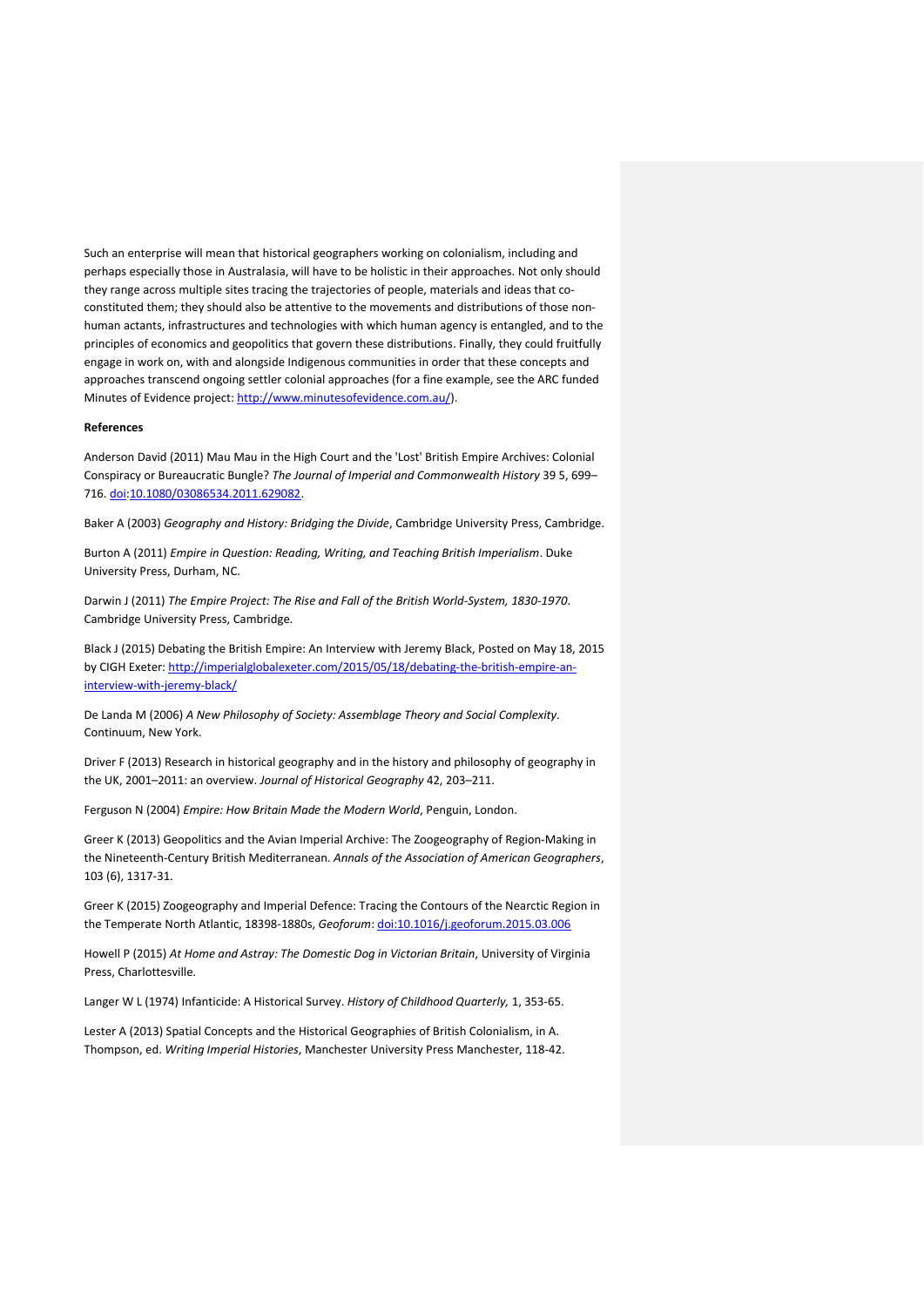Such an enterprise will mean that historical geographers working on colonialism, including and perhaps especially those in Australasia, will have to be holistic in their approaches. Not only should they range across multiple sites tracing the trajectories of people, materials and ideas that co-constituted them; they should also be attentive to the movements and distributions of those non-human actants, infrastructures and technologies with which human agency is entangled, and to the principles of economics and geopolitics that govern these distributions. Finally, they could fruitfully engage in work on, with and alongside Indigenous communities in order that these concepts and approaches transcend ongoing settler colonial approaches (for a fine example, see the ARC funded Minutes of Evidence project: http://www.minutesofevidence.com.au/).

**References**

Anderson David (2011) Mau Mau in the High Court and the 'Lost' British Empire Archives: Colonial Conspiracy or Bureaucratic Bungle? *The Journal of Imperial and Commonwealth History* 39 5, 699–716. doi:10.1080/03086534.2011.629082.

Baker A (2003) *Geography and History: Bridging the Divide*, Cambridge University Press, Cambridge.

Burton A (2011) *Empire in Question: Reading, Writing, and Teaching British Imperialism*. Duke University Press, Durham, NC.

Darwin J (2011) *The Empire Project: The Rise and Fall of the British World-System, 1830-1970*. Cambridge University Press, Cambridge.

Black J (2015) Debating the British Empire: An Interview with Jeremy Black, Posted on May 18, 2015 by CIGH Exeter: http://imperialglobalexeter.com/2015/05/18/debating-the-british-empire-an-interview-with-jeremy-black/

De Landa M (2006) *A New Philosophy of Society: Assemblage Theory and Social Complexity*. Continuum, New York.

Driver F (2013) Research in historical geography and in the history and philosophy of geography in the UK, 2001–2011: an overview. *Journal of Historical Geography* 42, 203–211.

Ferguson N (2004) *Empire: How Britain Made the Modern World*, Penguin, London.

Greer K (2013) Geopolitics and the Avian Imperial Archive: The Zoogeography of Region-Making in the Nineteenth-Century British Mediterranean. *Annals of the Association of American Geographers*, 103 (6), 1317-31.

Greer K (2015) Zoogeography and Imperial Defence: Tracing the Contours of the Nearctic Region in the Temperate North Atlantic, 18398-1880s, *Geoforum*: doi:10.1016/j.geoforum.2015.03.006

Howell P (2015) *At Home and Astray: The Domestic Dog in Victorian Britain*, University of Virginia Press, Charlottesville.

Langer W L (1974) Infanticide: A Historical Survey. *History of Childhood Quarterly,* 1, 353-65.

Lester A (2013) Spatial Concepts and the Historical Geographies of British Colonialism, in A. Thompson, ed. *Writing Imperial Histories*, Manchester University Press Manchester, 118-42.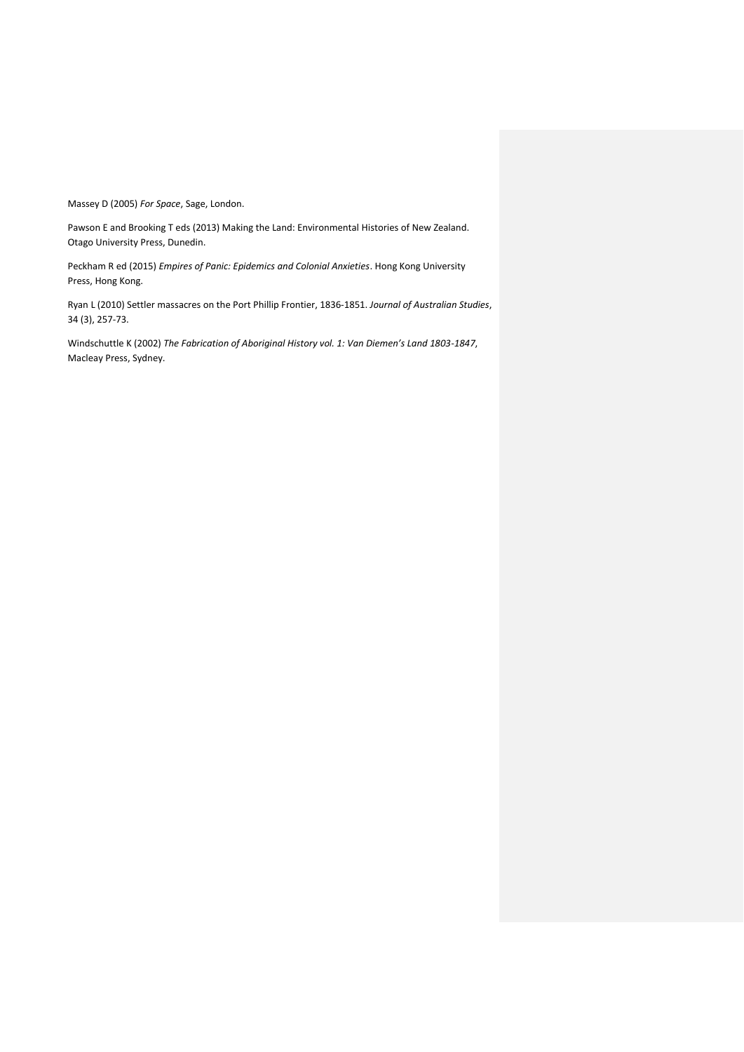Massey D (2005) *For Space*, Sage, London.

Pawson E and Brooking T eds (2013) Making the Land: Environmental Histories of New Zealand. Otago University Press, Dunedin.

Peckham R ed (2015) *Empires of Panic: Epidemics and Colonial Anxieties*. Hong Kong University Press, Hong Kong.

Ryan L (2010) Settler massacres on the Port Phillip Frontier, 1836-1851. *Journal of Australian Studies*, 34 (3), 257-73.

Windschuttle K (2002) *The Fabrication of Aboriginal History vol. 1: Van Diemen's Land 1803-1847*, Macleay Press, Sydney.